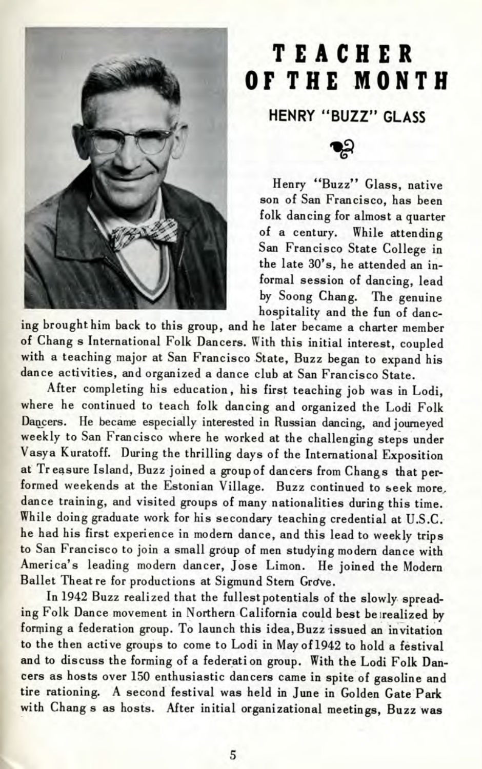# TEACHER OF THE MONTH

## HENRY "BUZZ" GLASS

Henry "Buzz" Glass, native son of San Francisco, has been folk dancing for almost a quarter of a century. While attending San Francisco State College in the late 30's, he attended an informal session of dancing, lead by Soong Chang. The genuine hospitality and the fun of dancing brought him back to this group, and he later became a charter member of Chang s International Folk Dancers. With this initial interest, coupled with a teaching major at San Francisco State, Buzz began to expand his dance activities, and organized a dance club at San Francisco State.

After completing his education, his first teaching job was in Lodi, where he continued to teach folk dancing and organized the Lodi Folk Dancers. He became especially interested in Russian dancing, and journeyed weekly to San Francisco where he worked at the challenging steps under Vasya Kuratoff. During the thrilling days of the International Exposition at Treasure Island, Buzz joined a group of dancers from Changs that performed weekends at the Estonian Village. Buzz continued to seek more, dance training, and visited groups of many nationalities during this time. While doing graduate work for his secondary teaching credential at U.S.C. he had his first experience in modern dance, and this lead to weekly trips to San Francisco to join a small group of men studying modern dance with America's leading modern dancer, Jose Limon. He joined the Modern Ballet Theatre for productions at Sigmund Stern Grove.

In 1942 Buzz realized that the fullest potentials of the slowly spreading Folk Dance movement in Northern California could best be realized by forming a federation group. To launch this idea, Buzz issued an invitation to the then active groups to come to Lodi in May of 1942 to hold a festival and to discuss the forming of a federation group. With the Lodi Folk Dancers as hosts over 150 enthusiastic dancers came in spite of gasoline and tire rationing. A second festival was held in June in Golden Gate Park with Chang s as hosts. After initial organizational meetings, Buzz was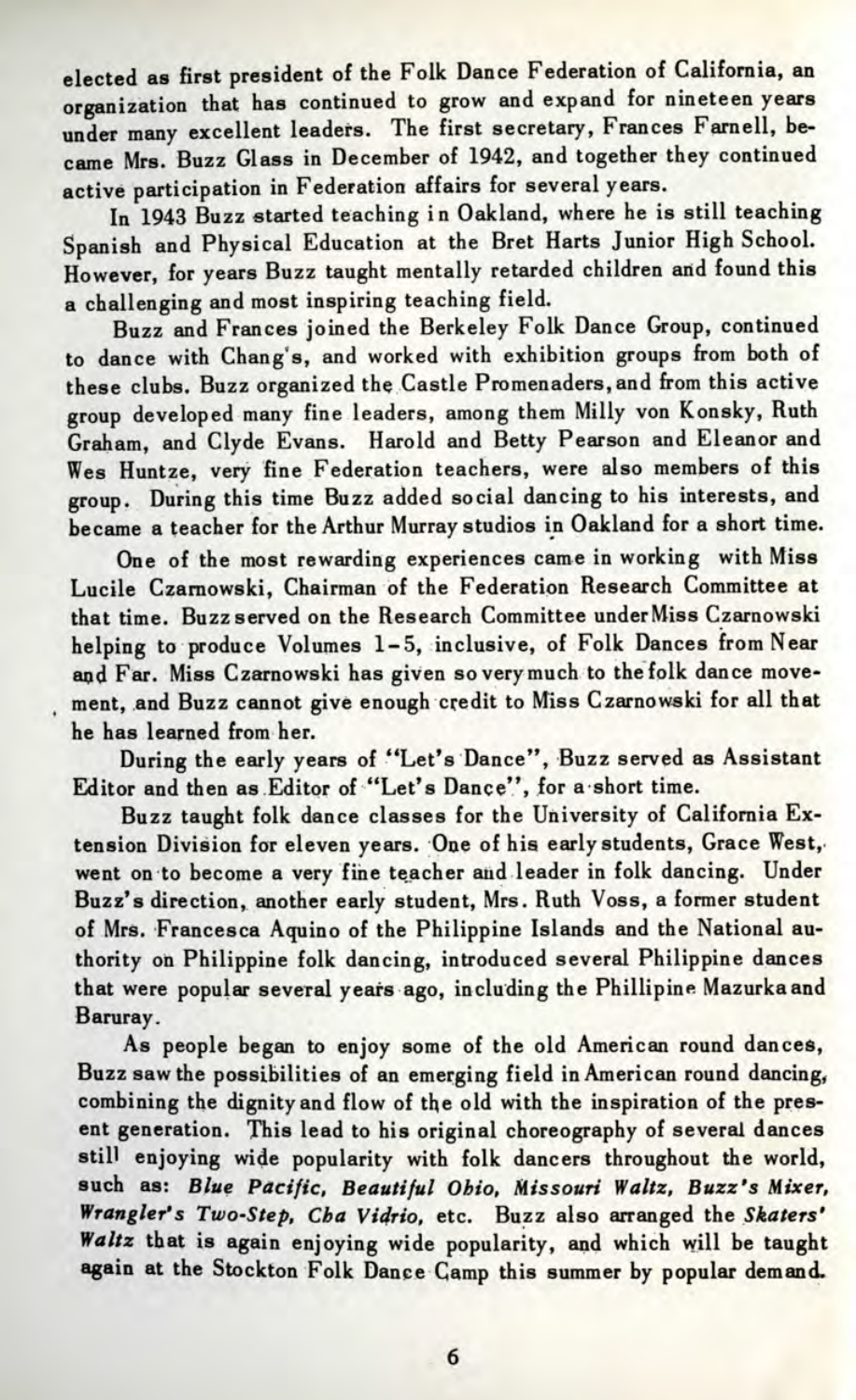elected as first president of the Folk Dance Federation of California, an organization that has continued to grow and expand for nineteen years under many excellent leaders. The first secretary, Frances Farnell, became Mrs. Buzz Glass in December of 1942, and together they continued active participation in Federation affairs for several years.

In 1943 Buzz started teaching in Oakland, where he is still teaching Spanish and Physical Education at the Bret Harts Junior High School. However, for years Buzz taught mentally retarded children and found this a challenging and most inspiring teaching field.

Buzz and Frances joined the Berkeley Folk Dance Group, continued to dance with Chang's, and worked with exhibition groups from both of these clubs. Buzz organized the Castle Promenaders, and from this active group developed many fine leaders, among them Milly von Konsky, Ruth Graham, and Clyde Evans. Harold and Betty Pearson and Eleanor and Wes Huntze, very fine Federation teachers, were also members of this group. During this time Buzz added social dancing to his interests, and became a teacher for the Arthur Murray studios in Oakland for a short time.

One of the most rewarding experiences came in working with Miss Lucile Czarnowski, Chairman of the Federation Research Committee at that time. Buzz served on the Research Committee under Miss Czarnowski helping to produce Volumes 1-5, inclusive, of Folk Dances from Near and Far. Miss Czarnowski has given so very much to the folk dance movement, and Buzz cannot give enough credit to Miss Czarnowski for all that he has learned from her.

During the early years of "Let's Dance", Buzz served as Assistant Editor and then as Editor of "Let's Dance", for a short time.

Buzz taught folk dance classes for the University of California Extension Division for eleven years. One of his early students, Grace West, went on to become a very fine teacher and leader in folk dancing. Under Buzz's direction, another early student, Mrs. Ruth Voss, a former student of Mrs. Francesca Aquino of the Philippine Islands and the National authority on Philippine folk dancing, introduced several Philippine dances that were popular several years ago, including the Phillipine Mazurka and Baruray.

As people began to enjoy some of the old American round dances, Buzz saw the possibilities of an emerging field in American round dancing, combining the dignity and flow of the old with the inspiration of the present generation. This lead to his original choreography of several dances still enjoying wide popularity with folk dancers throughout the world, such as: ***Blue Pacific, Beautiful Ohio, Missouri Waltz, Buzz's Mixer, Wrangler's Two-Step, Cha Vidrio,*** etc. Buzz also arranged the ***Skaters' Waltz*** that is again enjoying wide popularity, and which will be taught again at the Stockton Folk Dance Camp this summer by popular demand.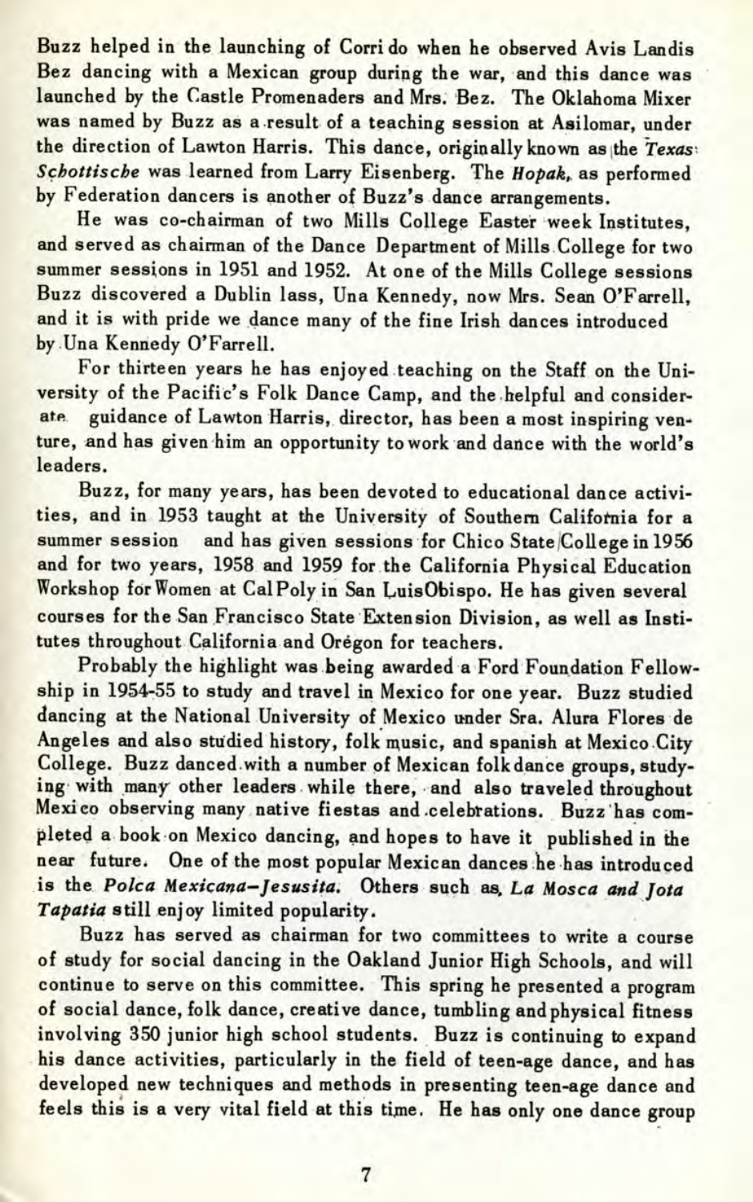Buzz helped in the launching of Corri do when he observed Avis Landis Bez dancing with a Mexican group during the war, and this dance was launched by the Castle Promenaders and Mrs. Bez. The Oklahoma Mixer was named by Buzz as a result of a teaching session at Asilomar, under the direction of Lawton Harris. This dance, originally known as the *Texas Schottische* was learned from Larry Eisenberg. The *Hopak*, as performed by Federation dancers is another of Buzz's dance arrangements.

He was co-chairman of two Mills College Easter week Institutes, and served as chairman of the Dance Department of Mills College for two summer sessions in 1951 and 1952. At one of the Mills College sessions Buzz discovered a Dublin lass, Una Kennedy, now Mrs. Sean O'Farrell, and it is with pride we dance many of the fine Irish dances introduced by Una Kennedy O'Farrell.

For thirteen years he has enjoyed teaching on the Staff on the University of the Pacific's Folk Dance Camp, and the helpful and considerate guidance of Lawton Harris, director, has been a most inspiring venture, and has given him an opportunity to work and dance with the world's leaders.

Buzz, for many years, has been devoted to educational dance activities, and in 1953 taught at the University of Southern California for a summer session and has given sessions for Chico State College in 1956 and for two years, 1958 and 1959 for the California Physical Education Workshop for Women at Cal Poly in San Luis Obispo. He has given several courses for the San Francisco State Extension Division, as well as Institutes throughout California and Oregon for teachers.

Probably the highlight was being awarded a Ford Foundation Fellowship in 1954-55 to study and travel in Mexico for one year. Buzz studied dancing at the National University of Mexico under Sra. Alura Flores de Angeles and also studied history, folk music, and spanish at Mexico City College. Buzz danced with a number of Mexican folk dance groups, studying with many other leaders while there, and also traveled throughout Mexico observing many native fiestas and celebrations. Buzz has completed a book on Mexico dancing, and hopes to have it published in the near future. One of the most popular Mexican dances he has introduced is the *Polca Mexicana–Jesusita.* Others such as, *La Mosca and Jota Tapatia* still enjoy limited popularity.

Buzz has served as chairman for two committees to write a course of study for social dancing in the Oakland Junior High Schools, and will continue to serve on this committee. This spring he presented a program of social dance, folk dance, creative dance, tumbling and physical fitness involving 350 junior high school students. Buzz is continuing to expand his dance activities, particularly in the field of teen-age dance, and has developed new techniques and methods in presenting teen-age dance and feels this is a very vital field at this time. He has only one dance group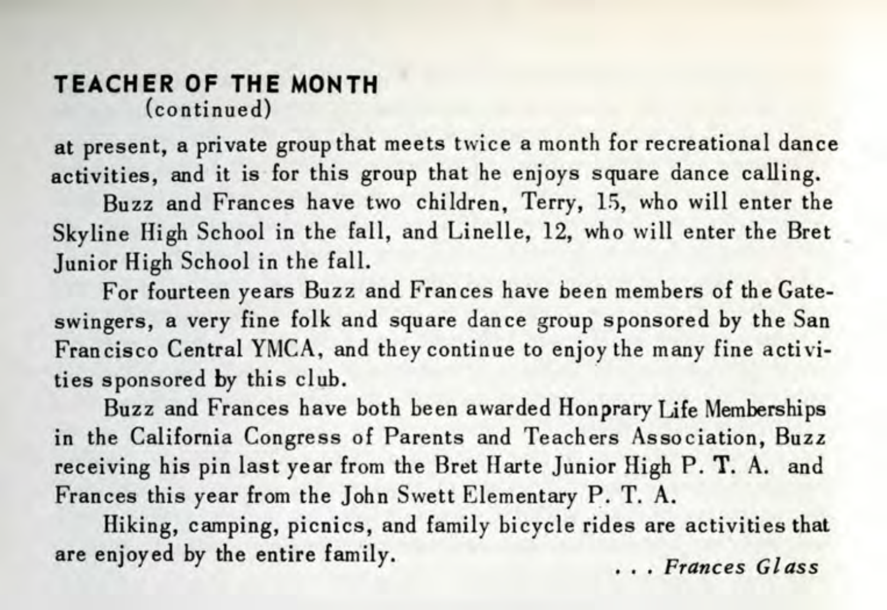## TEACHER OF THE MONTH
(continued)

at present, a private group that meets twice a month for recreational dance activities, and it is for this group that he enjoys square dance calling.

Buzz and Frances have two children, Terry, 15, who will enter the Skyline High School in the fall, and Linelle, 12, who will enter the Bret Junior High School in the fall.

For fourteen years Buzz and Frances have been members of the Gateswingers, a very fine folk and square dance group sponsored by the San Francisco Central YMCA, and they continue to enjoy the many fine activities sponsored by this club.

Buzz and Frances have both been awarded Honprary Life Memberships in the California Congress of Parents and Teachers Association, Buzz receiving his pin last year from the Bret Harte Junior High P. T. A. and Frances this year from the John Swett Elementary P. T. A.

Hiking, camping, picnics, and family bicycle rides are activities that are enjoyed by the entire family.

*. . . Frances Glass*